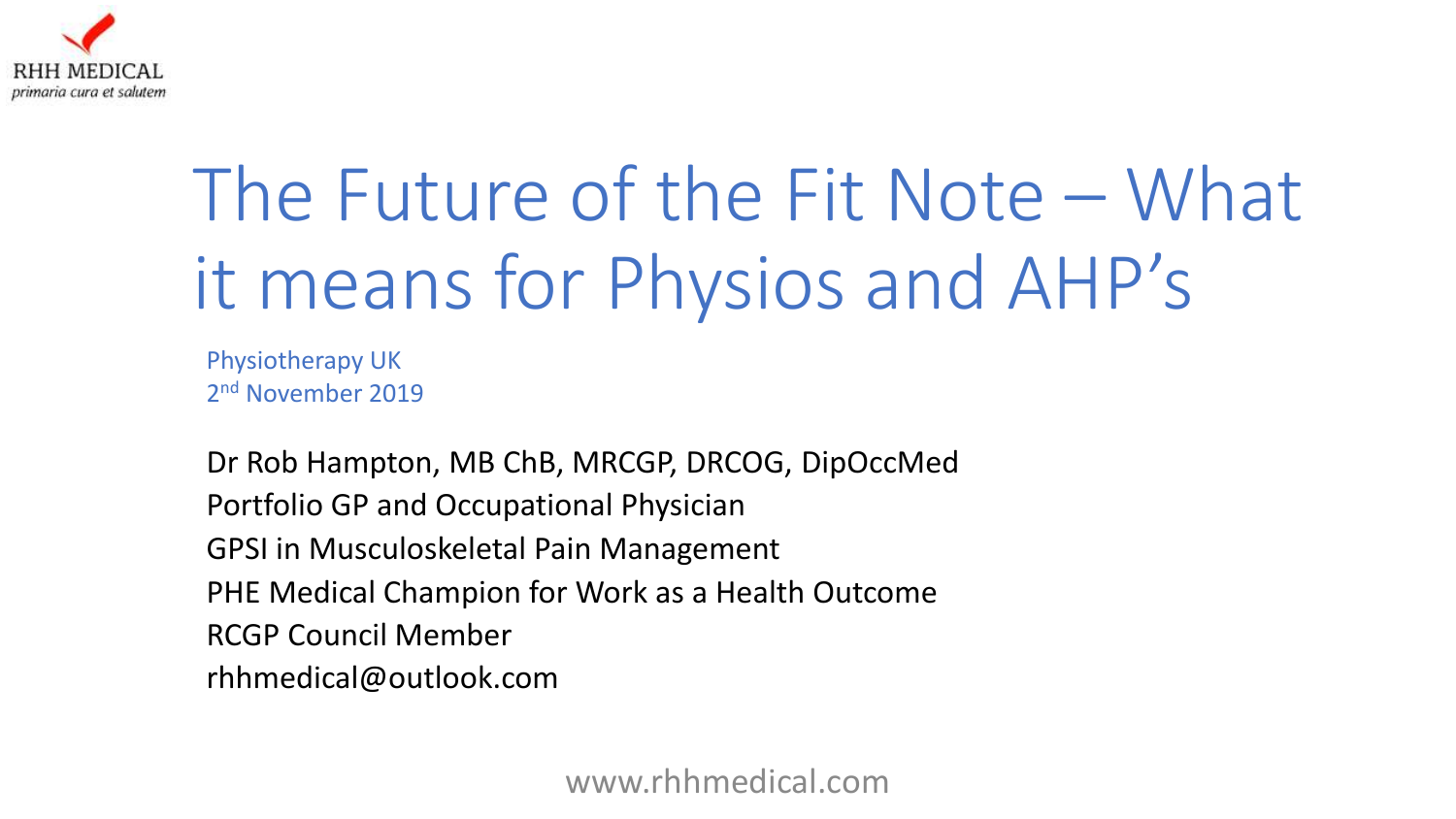RHH MEDICAL
*primaria cura et salutem*

# The Future of the Fit Note – What it means for Physios and AHP's

Physiotherapy UK
2nd November 2019

Dr Rob Hampton, MB ChB, MRCGP, DRCOG, DipOccMed
Portfolio GP and Occupational Physician
GPSI in Musculoskeletal Pain Management
PHE Medical Champion for Work as a Health Outcome
RCGP Council Member
rhhmedical@outlook.com

www.rhhmedical.com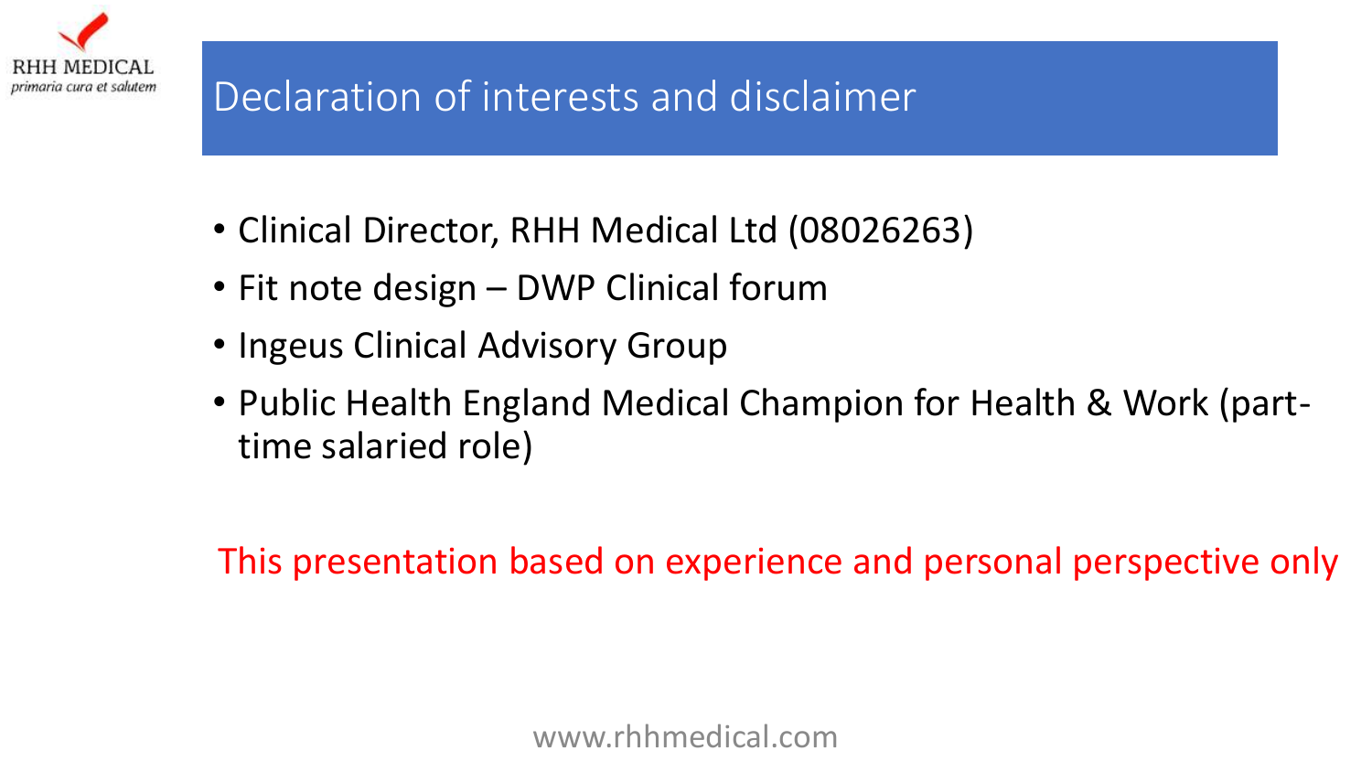# Declaration of interests and disclaimer

- Clinical Director, RHH Medical Ltd (08026263)
- Fit note design – DWP Clinical forum
- Ingeus Clinical Advisory Group
- Public Health England Medical Champion for Health & Work (part-time salaried role)

This presentation based on experience and personal perspective only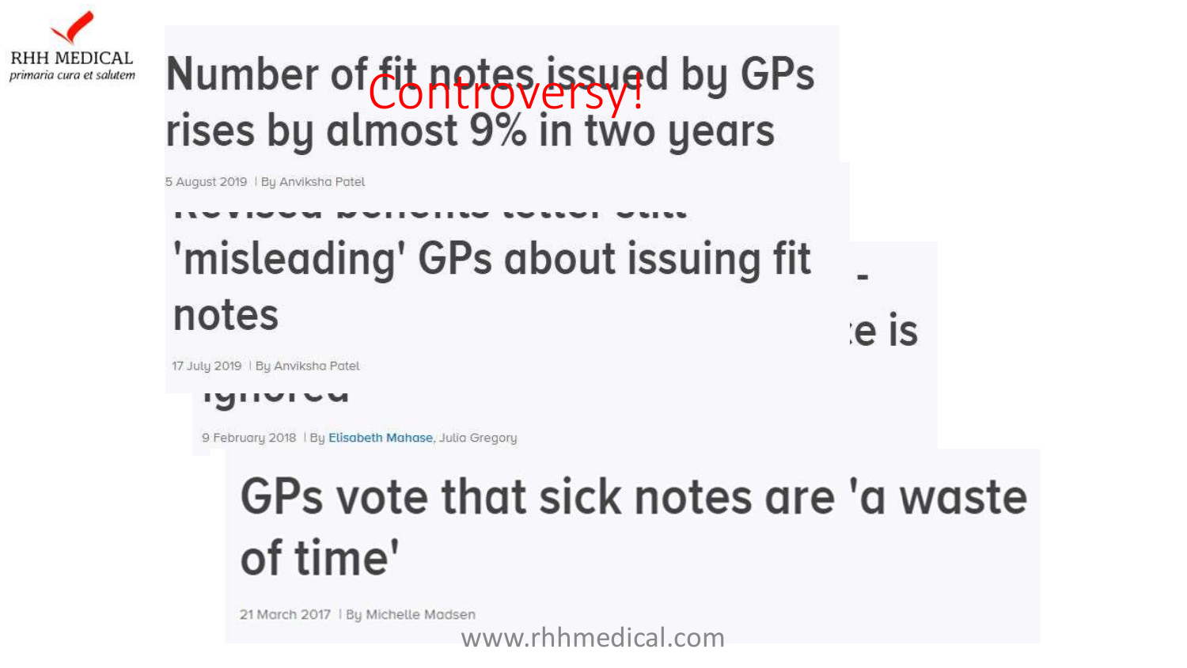RHH MEDICAL
*primaria cura et salutem*

# Controversy!

## Number of fit notes issued by GPs rises by almost 9% in two years

5 August 2019 | By Anviksha Patel

## 'misleading' GPs about issuing fit notes

17 July 2019 | By Anviksha Patel

9 February 2018 | By Elisabeth Mahase, Julia Gregory

## GPs vote that sick notes are 'a waste of time'

21 March 2017 | By Michelle Madsen

www.rhhmedical.com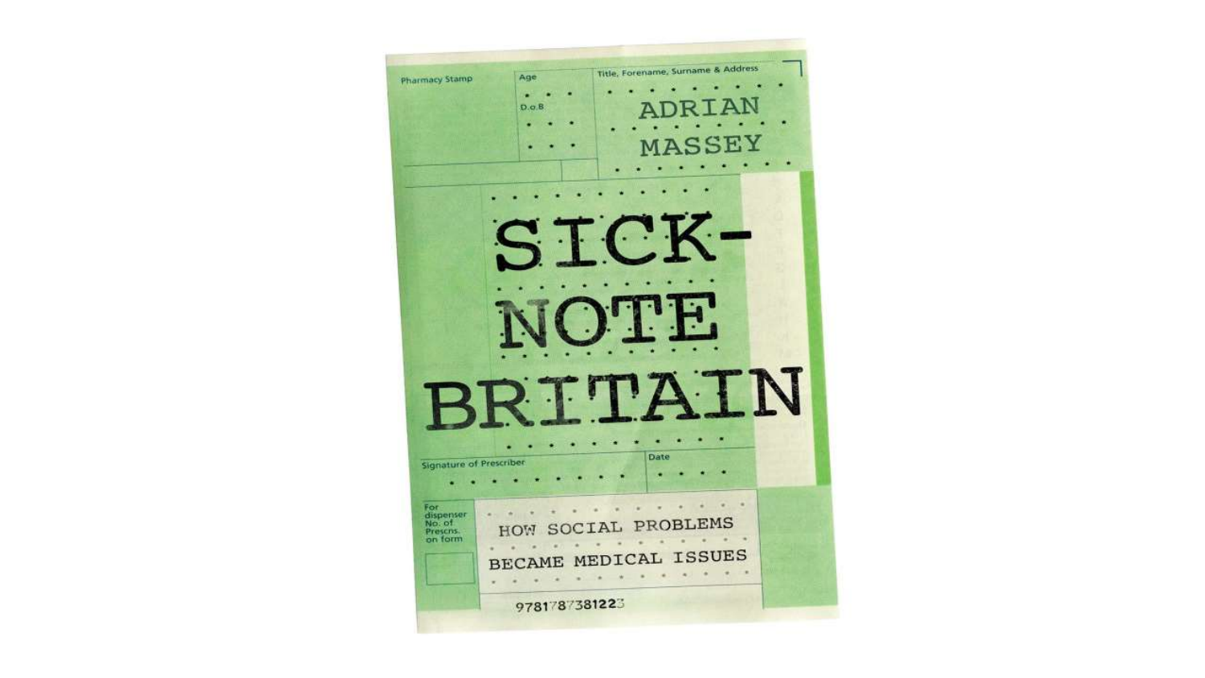Pharmacy Stamp

Age

D.o.B

Title, Forename, Surname & Address

ADRIAN MASSEY

# SICK-NOTE BRITAIN

Signature of Prescriber

Date

For dispenser No. of Prescns. on form

HOW SOCIAL PROBLEMS BECAME MEDICAL ISSUES

9781787381223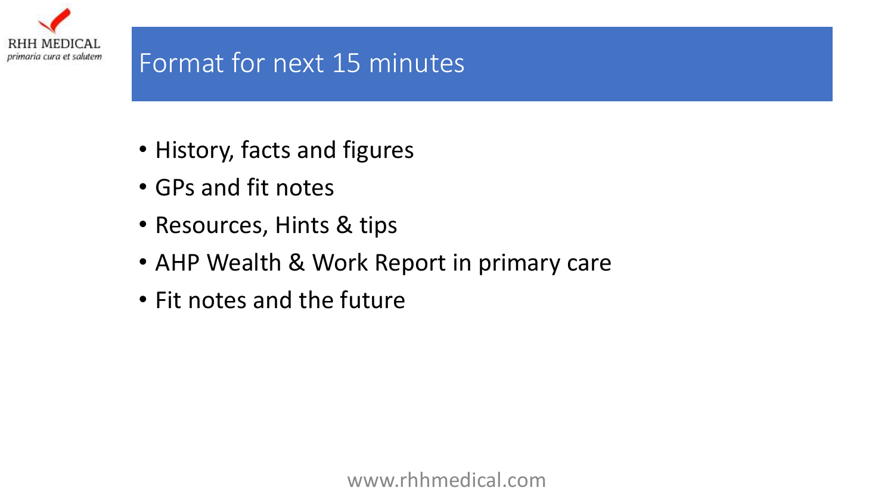# Format for next 15 minutes

- History, facts and figures
- GPs and fit notes
- Resources, Hints & tips
- AHP Wealth & Work Report in primary care
- Fit notes and the future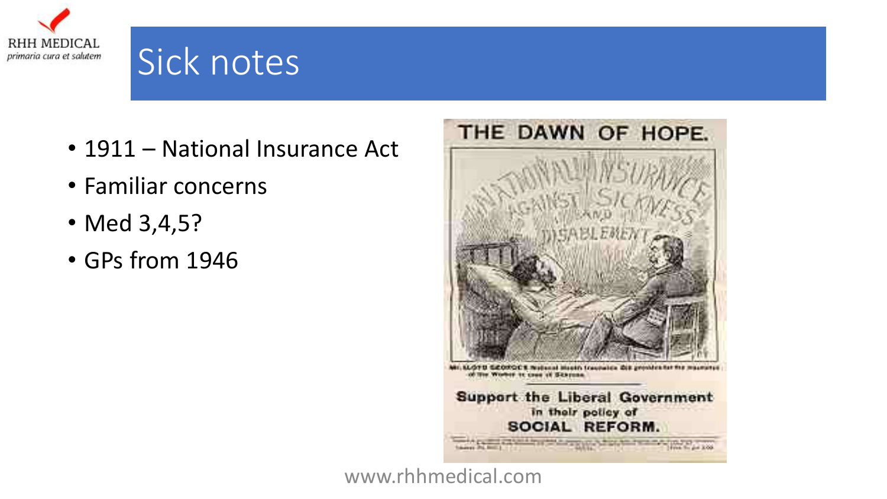# Sick notes

- 1911 – National Insurance Act
- Familiar concerns
- Med 3,4,5?
- GPs from 1946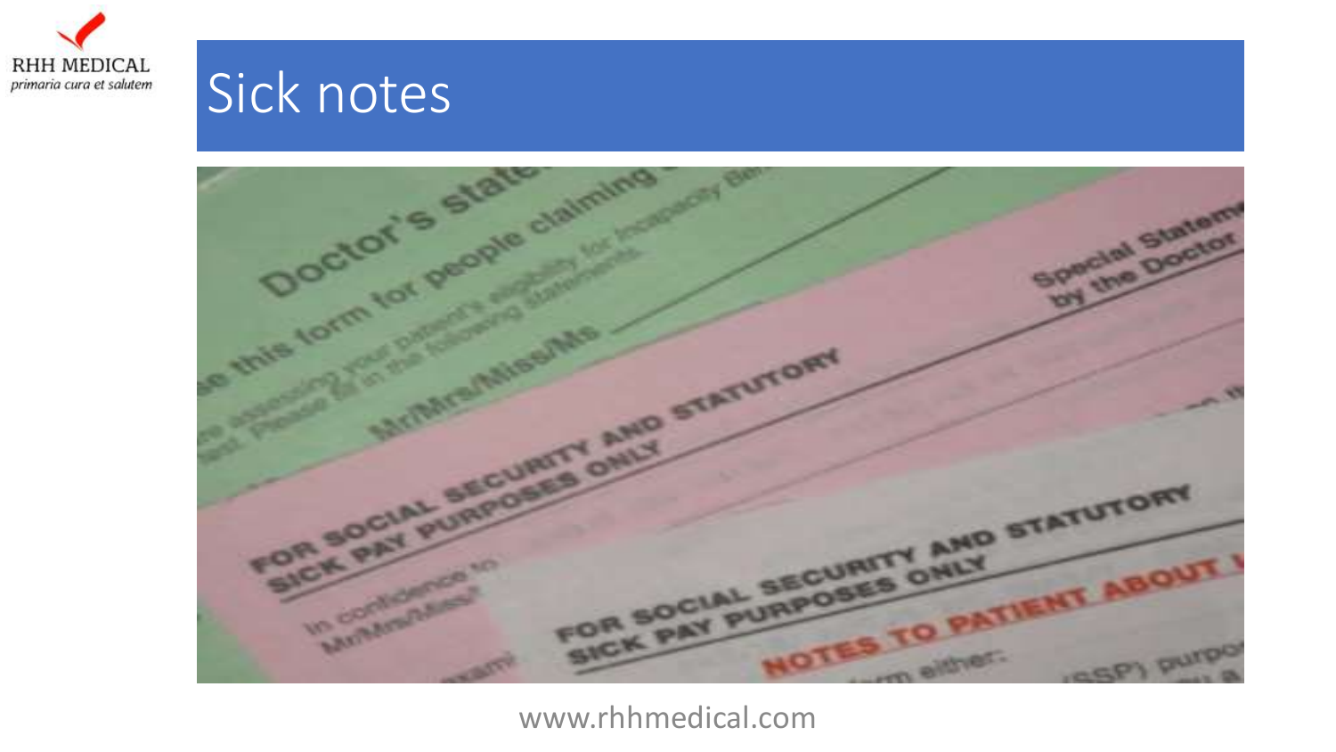# Sick notes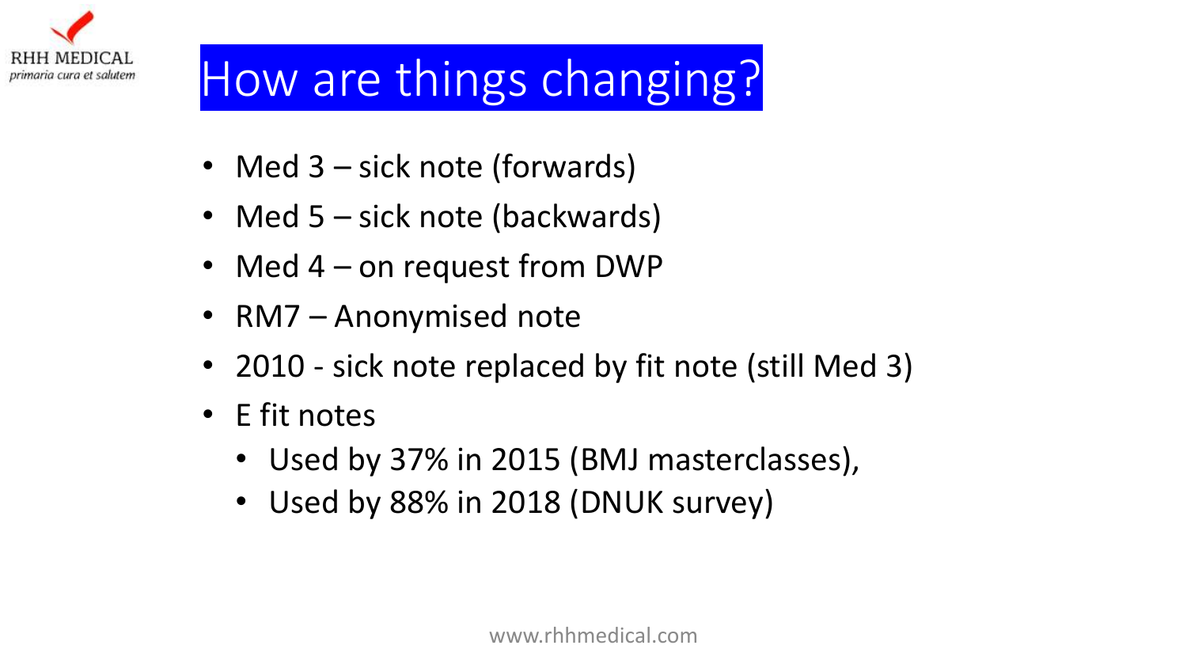# How are things changing?

- Med 3 – sick note (forwards)
- Med 5 – sick note (backwards)
- Med 4 – on request from DWP
- RM7 – Anonymised note
- 2010 - sick note replaced by fit note (still Med 3)
- E fit notes
  - Used by 37% in 2015 (BMJ masterclasses),
  - Used by 88% in 2018 (DNUK survey)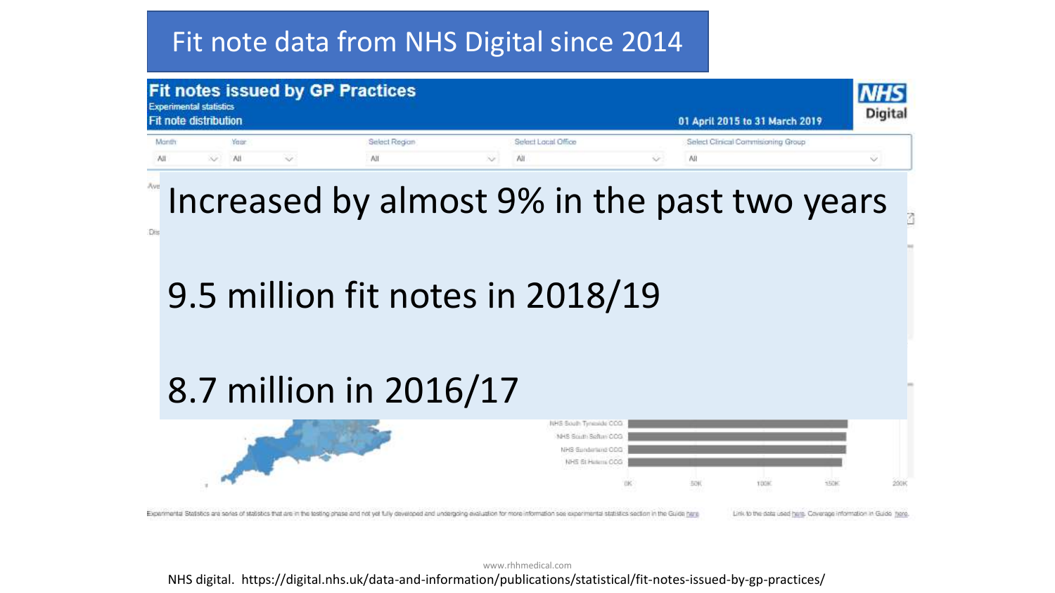# Fit note data from NHS Digital since 2014

Increased by almost 9% in the past two years

9.5 million fit notes in 2018/19

8.7 million in 2016/17

NHS digital. https://digital.nhs.uk/data-and-information/publications/statistical/fit-notes-issued-by-gp-practices/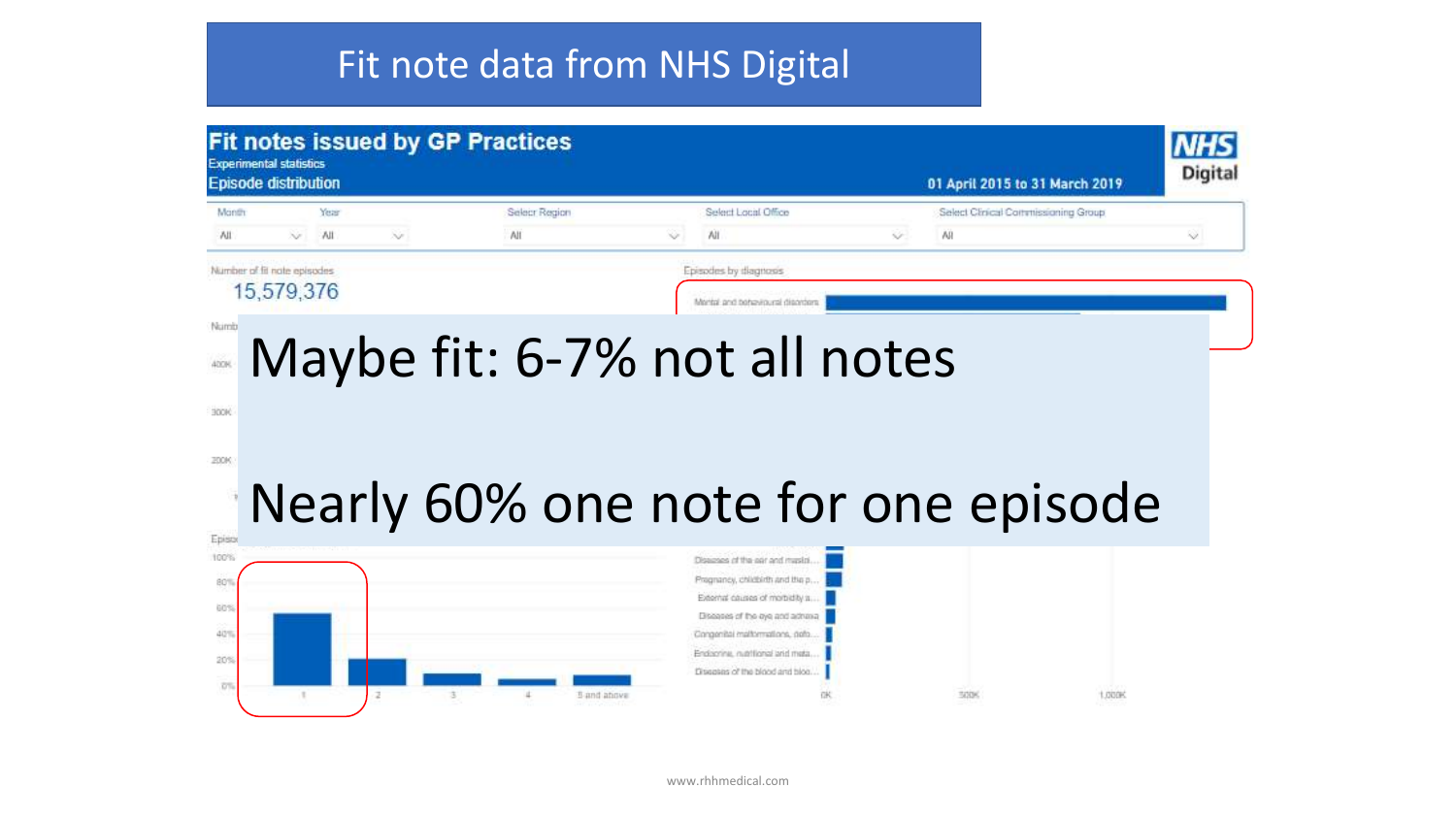# Fit note data from NHS Digital

**Fit notes issued by GP Practices**

Experimental statistics

Episode distribution

01 April 2015 to 31 March 2019

NHS Digital

| Month | Year | Select Region | Select Local Office | Select Clinical Commissioning Group |
|---|---|---|---|---|
| All | All | All | All | All |

Number of fit note episodes

15,579,376

Episodes by diagnosis

Mental and behavioural disorders

Maybe fit: 6-7% not all notes

Nearly 60% one note for one episode

Diseases of the ear and mastoi...

Pregnancy, childbirth and the p...

External causes of morbidity a...

Diseases of the eye and adnexa

Congenital malformations, defo...

Endocrine, nutritional and meta...

Diseases of the blood and bloo...

www.rhhmedical.com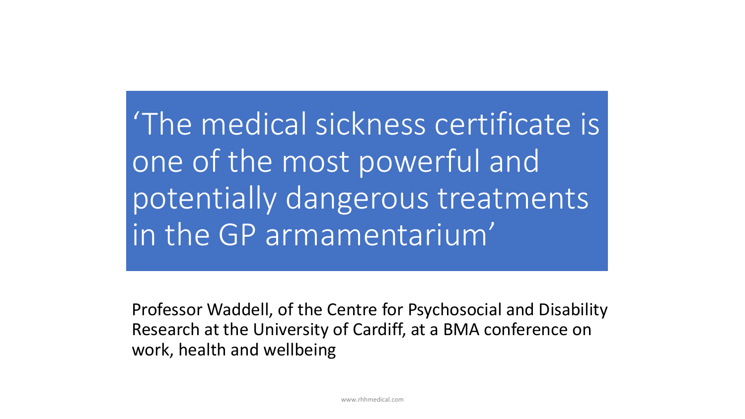> 'The medical sickness certificate is one of the most powerful and potentially dangerous treatments in the GP armamentarium'

Professor Waddell, of the Centre for Psychosocial and Disability Research at the University of Cardiff, at a BMA conference on work, health and wellbeing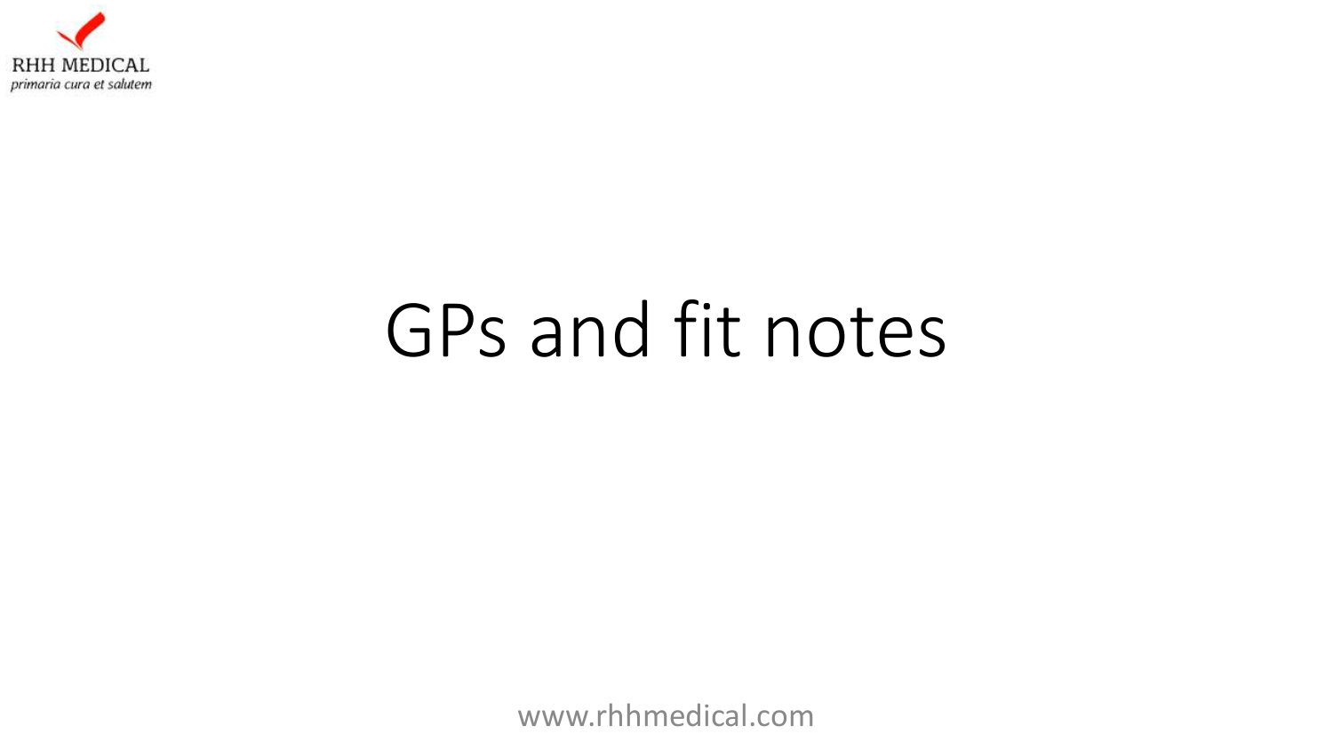RHH MEDICAL
*primaria cura et salutem*

# GPs and fit notes

www.rhhmedical.com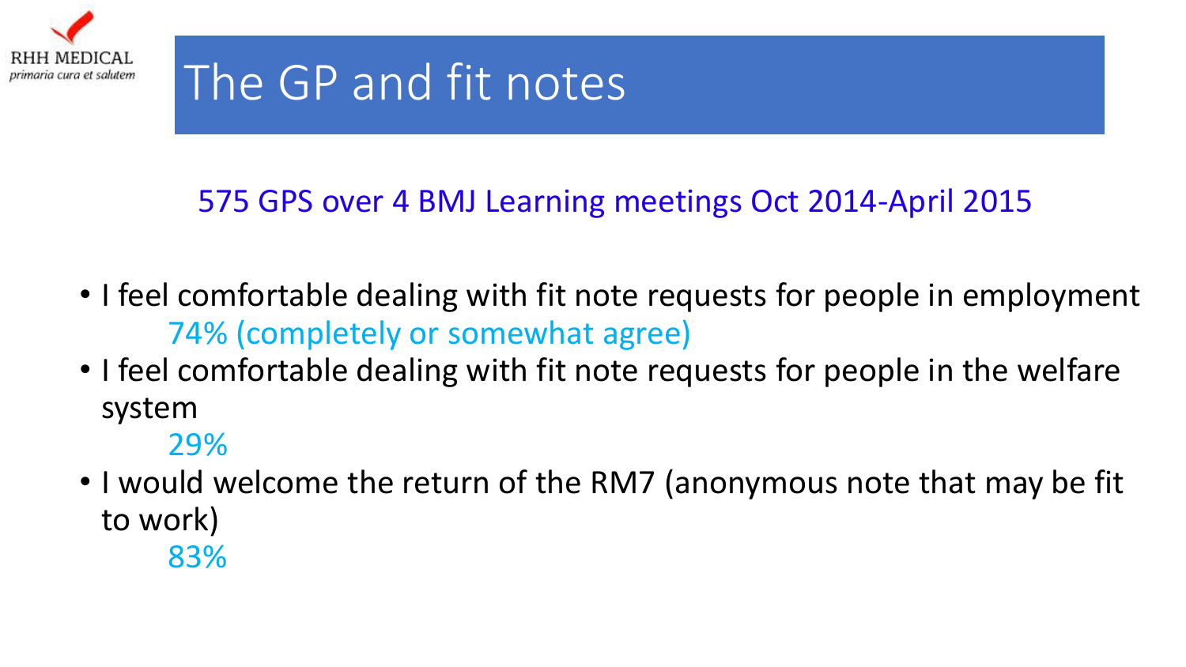# The GP and fit notes

575 GPS over 4 BMJ Learning meetings Oct 2014-April 2015

- I feel comfortable dealing with fit note requests for people in employment
  74% (completely or somewhat agree)
- I feel comfortable dealing with fit note requests for people in the welfare system
  29%
- I would welcome the return of the RM7 (anonymous note that may be fit to work)
  83%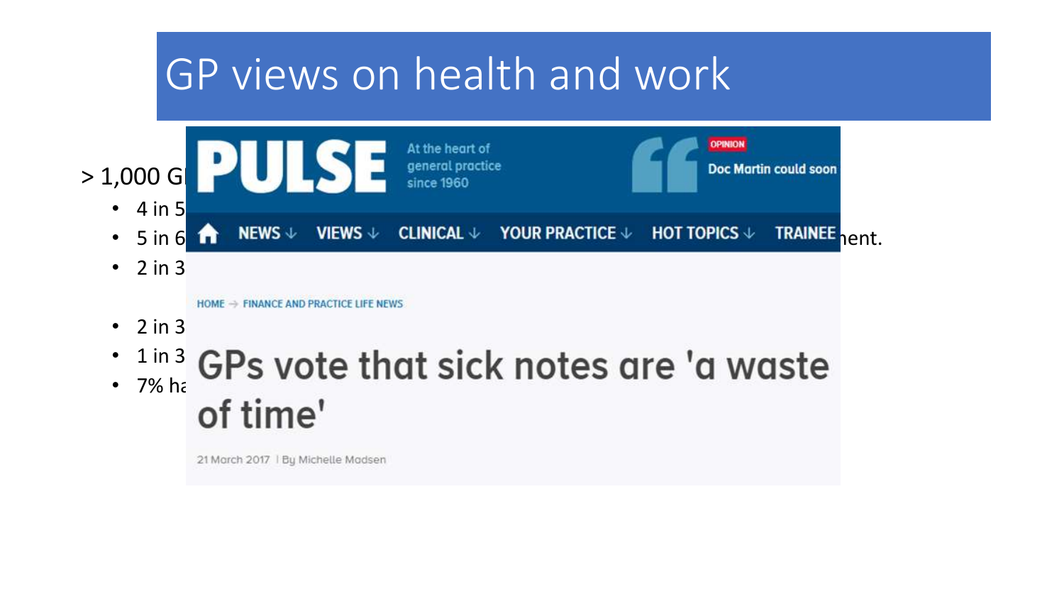# GP views on health and work

> 1,000 G

- 4 in 5
- 5 in 6 ... ent.
- 2 in 3
- 2 in 3
- 1 in 3
- 7% ha

PULSE

At the heart of general practice since 1960

OPINION

Doc Martin could soon

NEWS VIEWS CLINICAL YOUR PRACTICE HOT TOPICS TRAINEE

HOME → FINANCE AND PRACTICE LIFE NEWS

## GPs vote that sick notes are 'a waste of time'

21 March 2017 | By Michelle Madsen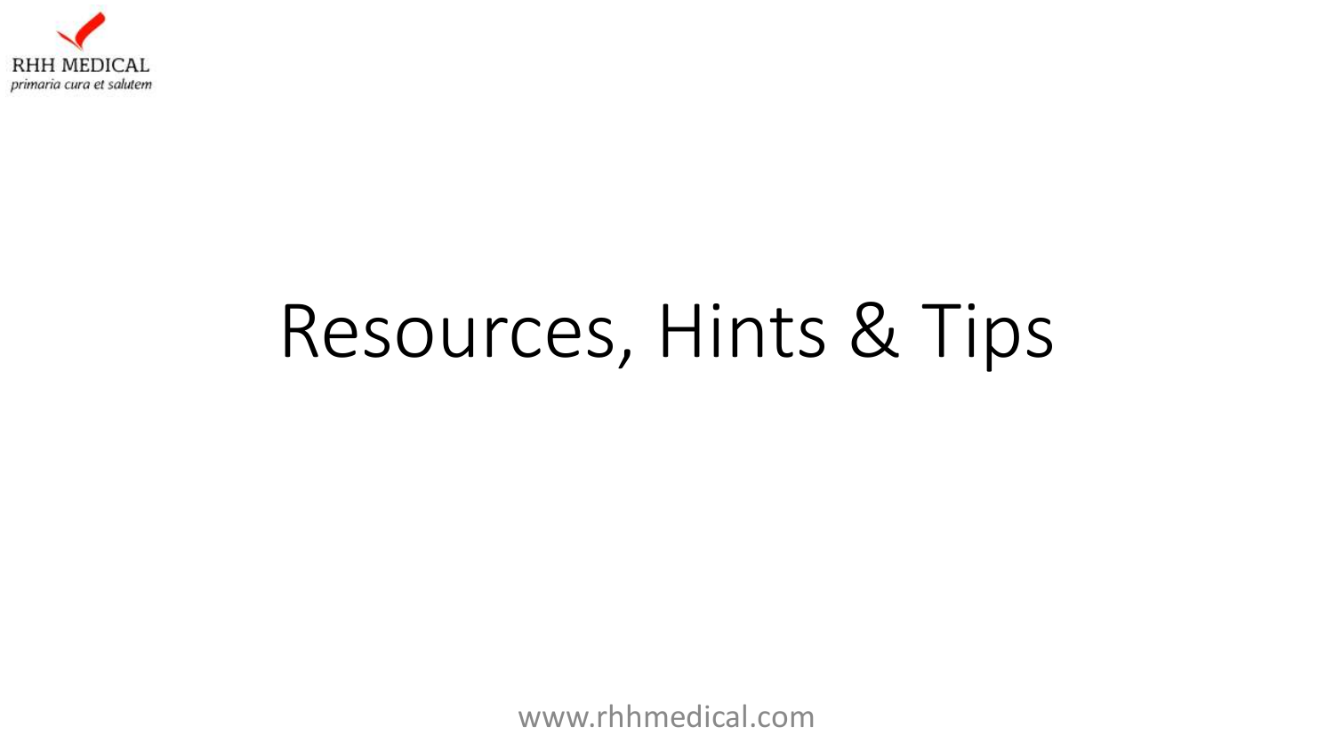# Resources, Hints & Tips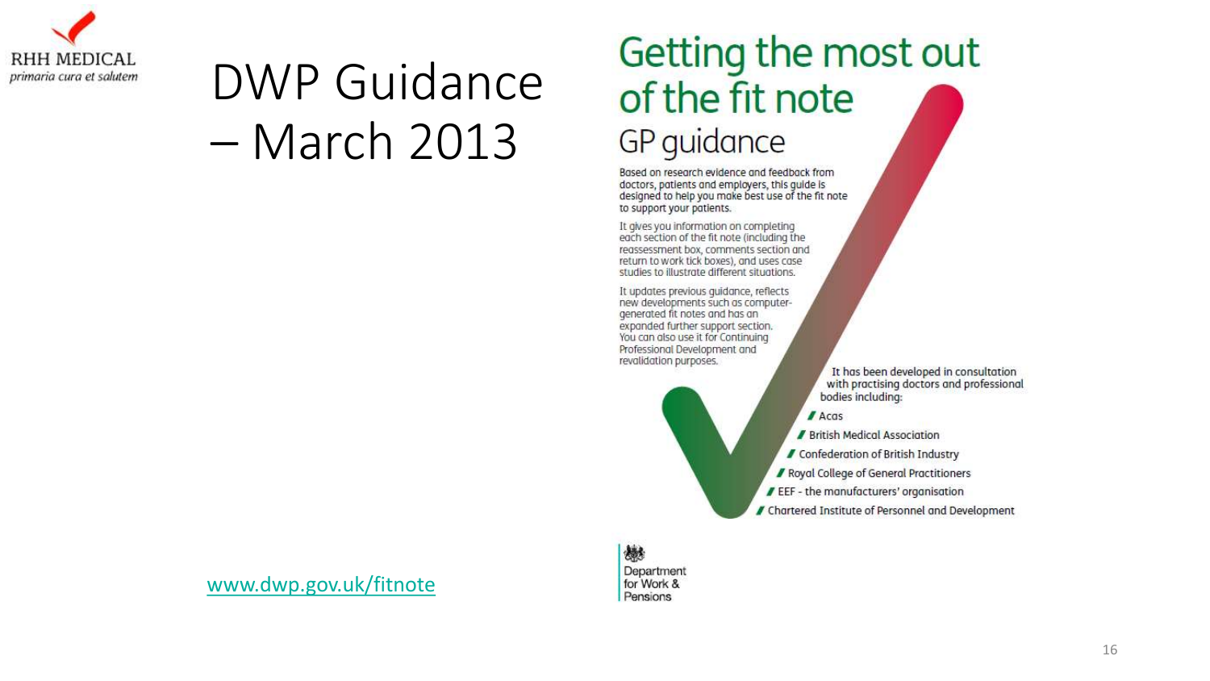RHH MEDICAL
*primaria cura et salutem*

# DWP Guidance – March 2013

## Getting the most out of the fit note

### GP guidance

Based on research evidence and feedback from doctors, patients and employers, this guide is designed to help you make best use of the fit note to support your patients.

It gives you information on completing each section of the fit note (including the reassessment box, comments section and return to work tick boxes), and uses case studies to illustrate different situations.

It updates previous guidance, reflects new developments such as computer-generated fit notes and has an expanded further support section. You can also use it for Continuing Professional Development and revalidation purposes.

It has been developed in consultation with practising doctors and professional bodies including:

- Acas
- British Medical Association
- Confederation of British Industry
- Royal College of General Practitioners
- EEF - the manufacturers' organisation
- Chartered Institute of Personnel and Development

Department for Work & Pensions

www.dwp.gov.uk/fitnote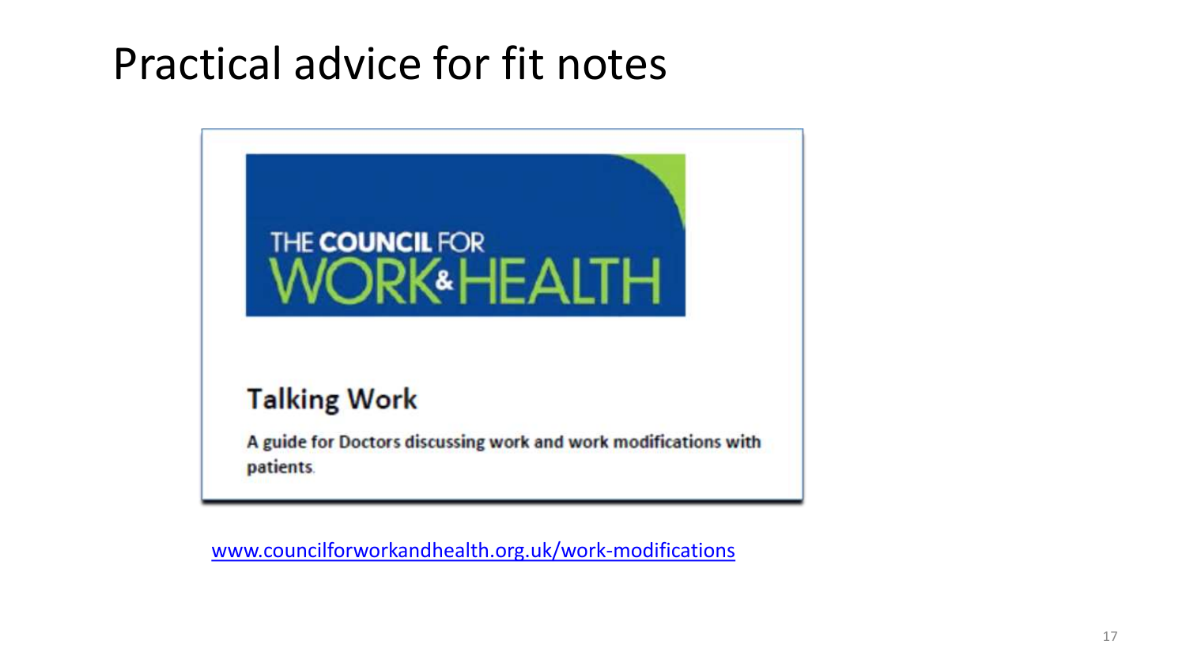# Practical advice for fit notes

THE COUNCIL FOR WORK & HEALTH

**Talking Work**

**A guide for Doctors discussing work and work modifications with patients.**

www.councilforworkandhealth.org.uk/work-modifications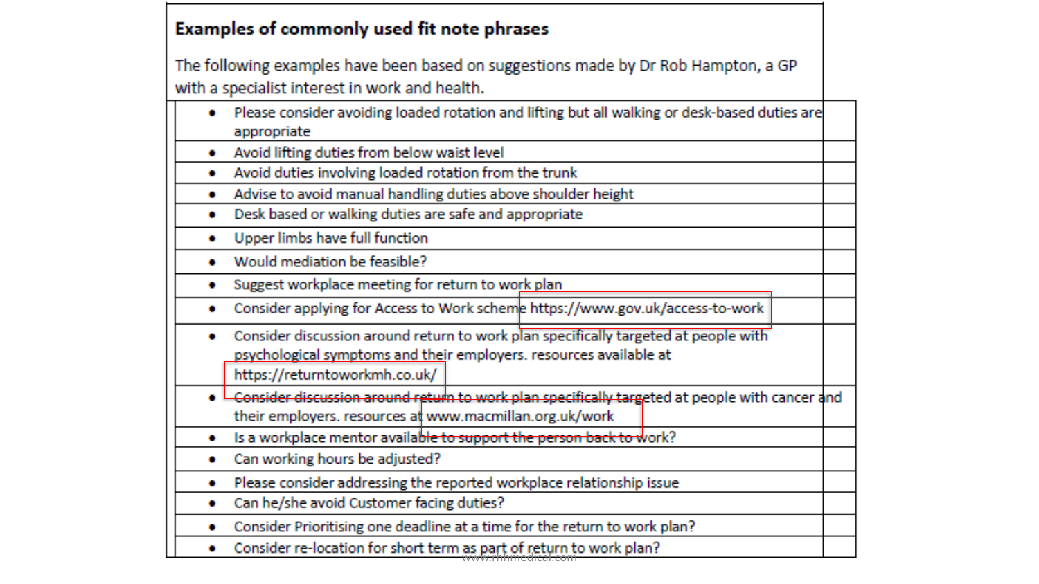**Examples of commonly used fit note phrases**

The following examples have been based on suggestions made by Dr Rob Hampton, a GP with a specialist interest in work and health.

- Please consider avoiding loaded rotation and lifting but all walking or desk-based duties are appropriate
- Avoid lifting duties from below waist level
- Avoid duties involving loaded rotation from the trunk
- Advise to avoid manual handling duties above shoulder height
- Desk based or walking duties are safe and appropriate
- Upper limbs have full function
- Would mediation be feasible?
- Suggest workplace meeting for return to work plan
- Consider applying for Access to Work scheme https://www.gov.uk/access-to-work
- Consider discussion around return to work plan specifically targeted at people with psychological symptoms and their employers. resources available at https://returntoworkmh.co.uk/
- Consider discussion around return to work plan specifically targeted at people with cancer and their employers. resources at www.macmillan.org.uk/work
- Is a workplace mentor available to support the person back to work?
- Can working hours be adjusted?
- Please consider addressing the reported workplace relationship issue
- Can he/she avoid Customer facing duties?
- Consider Prioritising one deadline at a time for the return to work plan?
- Consider re-location for short term as part of return to work plan?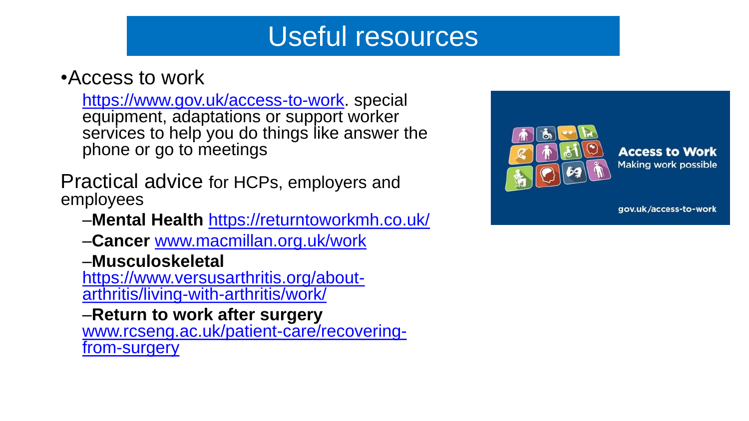# Useful resources

- Access to work

  https://www.gov.uk/access-to-work. special equipment, adaptations or support worker services to help you do things like answer the phone or go to meetings

Practical advice for HCPs, employers and employees

- **Mental Health** https://returntoworkmh.co.uk/
- **Cancer** www.macmillan.org.uk/work
- **Musculoskeletal** https://www.versusarthritis.org/about-arthritis/living-with-arthritis/work/
- **Return to work after surgery** www.rcseng.ac.uk/patient-care/recovering-from-surgery

Access to Work
Making work possible

gov.uk/access-to-work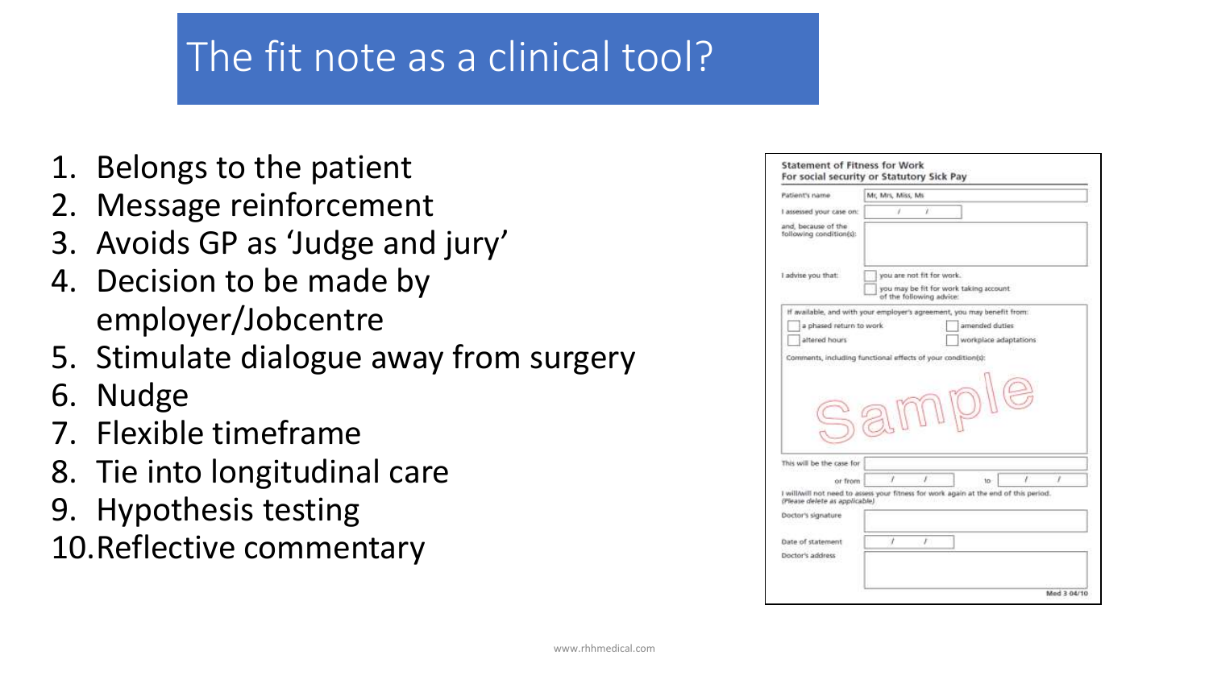# The fit note as a clinical tool?

1. Belongs to the patient
2. Message reinforcement
3. Avoids GP as 'Judge and jury'
4. Decision to be made by employer/Jobcentre
5. Stimulate dialogue away from surgery
6. Nudge
7. Flexible timeframe
8. Tie into longitudinal care
9. Hypothesis testing
10. Reflective commentary

**Statement of Fitness for Work**
**For social security or Statutory Sick Pay**

Patient's name: Mr, Mrs, Miss, Ms

I assessed your case on: / /

and, because of the following condition(s):

I advise you that:
- [ ] you are not fit for work.
- [ ] you may be fit for work taking account of the following advice:

If available, and with your employer's agreement, you may benefit from:
- [ ] a phased return to work
- [ ] amended duties
- [ ] altered hours
- [ ] workplace adaptations

Comments, including functional effects of your condition(s):

Sample

This will be the case for

or from / / to / /

I will/will not need to assess your fitness for work again at the end of this period.
*(Please delete as applicable)*

Doctor's signature

Date of statement / /

Doctor's address

Med 3 04/10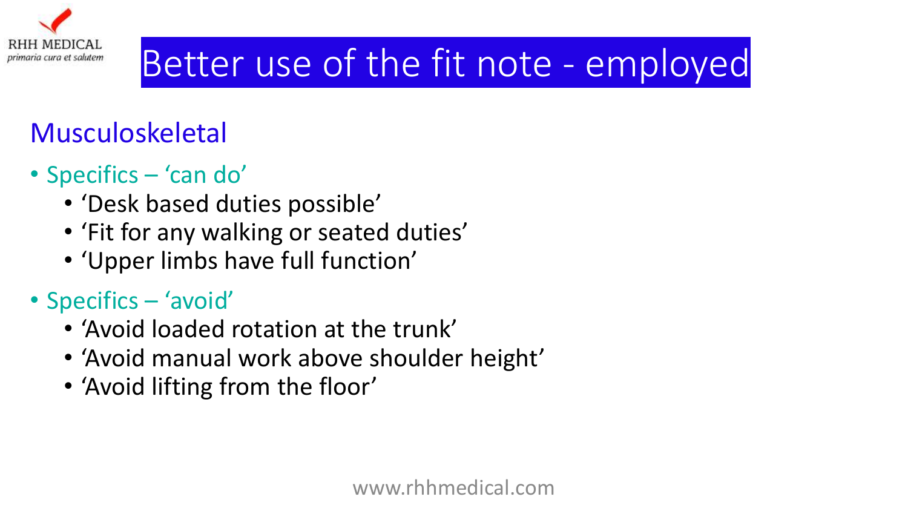# Better use of the fit note - employed

## Musculoskeletal

- Specifics – 'can do'
  - 'Desk based duties possible'
  - 'Fit for any walking or seated duties'
  - 'Upper limbs have full function'
- Specifics – 'avoid'
  - 'Avoid loaded rotation at the trunk'
  - 'Avoid manual work above shoulder height'
  - 'Avoid lifting from the floor'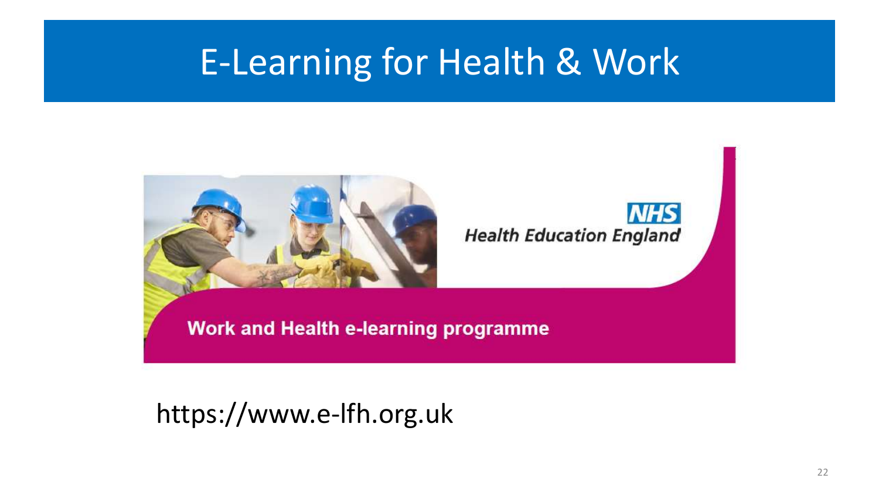# E-Learning for Health & Work

NHS
Health Education England

Work and Health e-learning programme

https://www.e-lfh.org.uk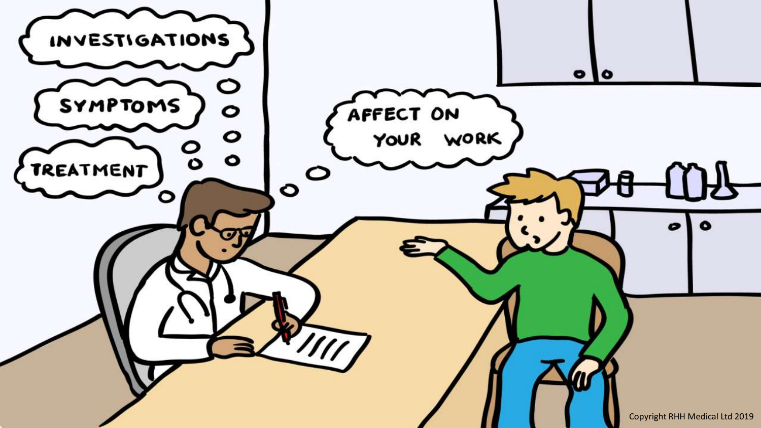INVESTIGATIONS

SYMPTOMS

TREATMENT

AFFECT ON YOUR WORK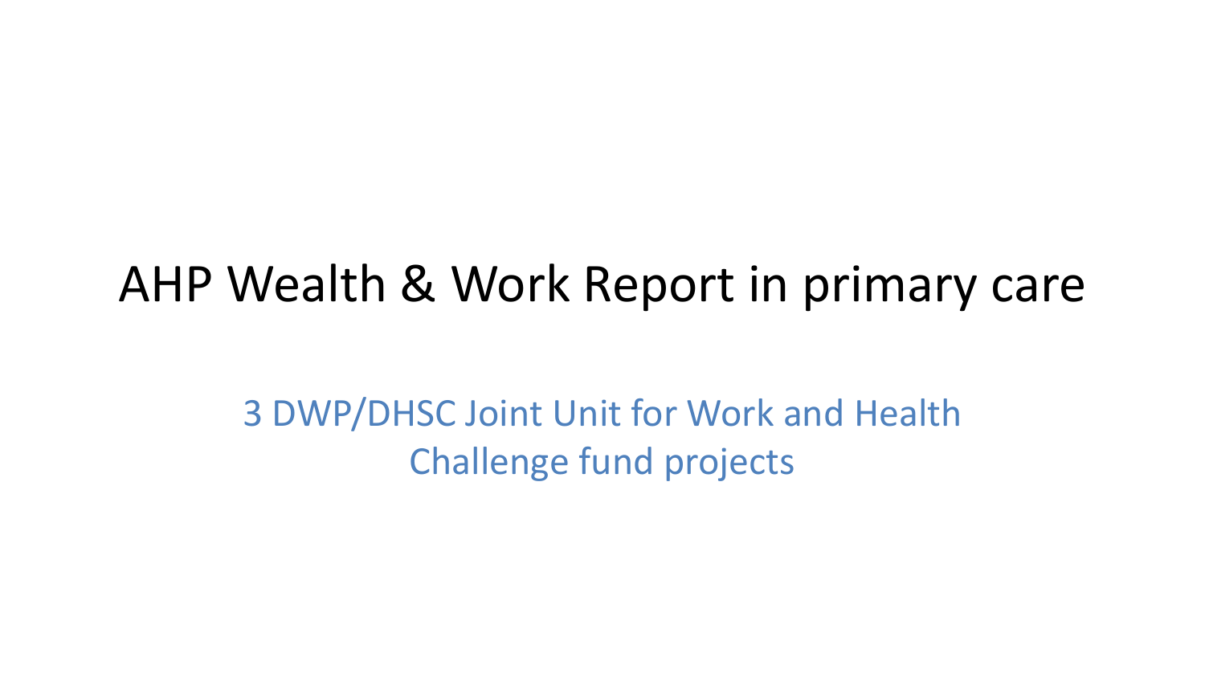# AHP Wealth & Work Report in primary care

3 DWP/DHSC Joint Unit for Work and Health Challenge fund projects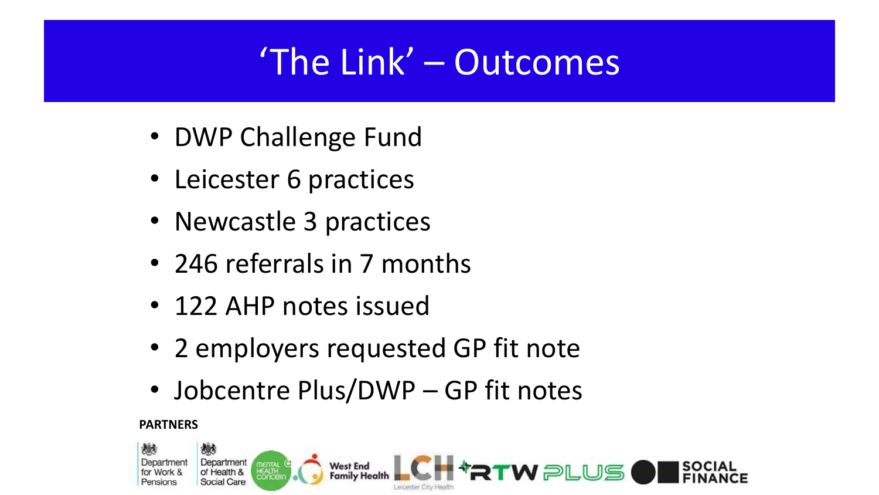# 'The Link' – Outcomes

- DWP Challenge Fund
- Leicester 6 practices
- Newcastle 3 practices
- 246 referrals in 7 months
- 122 AHP notes issued
- 2 employers requested GP fit note
- Jobcentre Plus/DWP – GP fit notes

**PARTNERS**

Department for Work & Pensions | Department of Health & Social Care | Mental Health Concern | West End Family Health | LCH Leicester City Health | RTW PLUS | SOCIAL FINANCE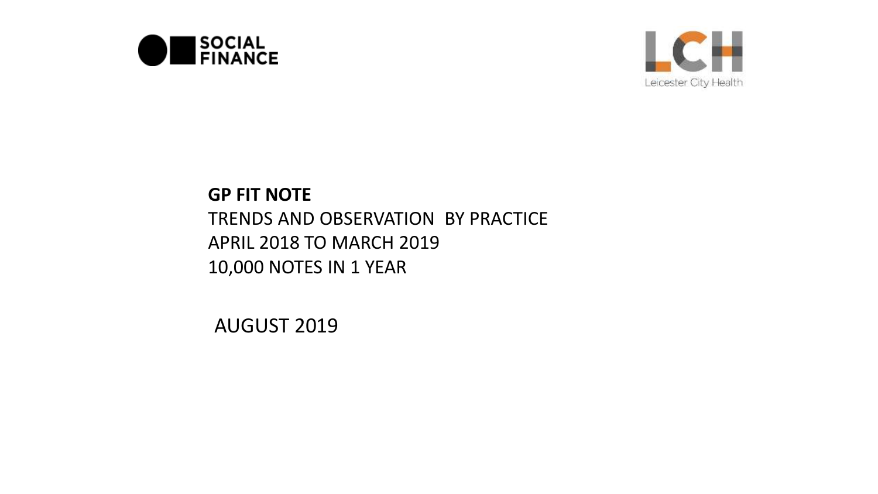SOCIAL FINANCE

Leicester City Health

**GP FIT NOTE**

TRENDS AND OBSERVATION BY PRACTICE

APRIL 2018 TO MARCH 2019

10,000 NOTES IN 1 YEAR

AUGUST 2019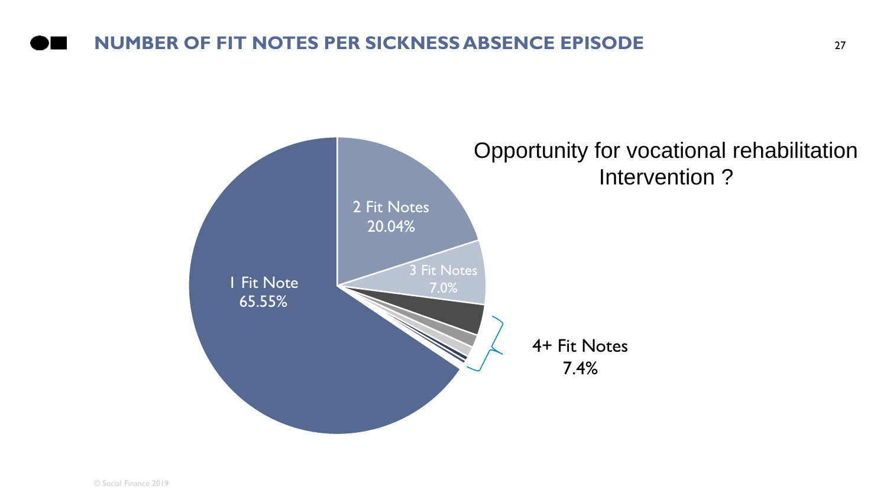## NUMBER OF FIT NOTES PER SICKNESS ABSENCE EPISODE

1 Fit Note
65.55%

2 Fit Notes
20.04%

3 Fit Notes
7.0%

4+ Fit Notes
7.4%

Opportunity for vocational rehabilitation Intervention ?

© Social Finance 2019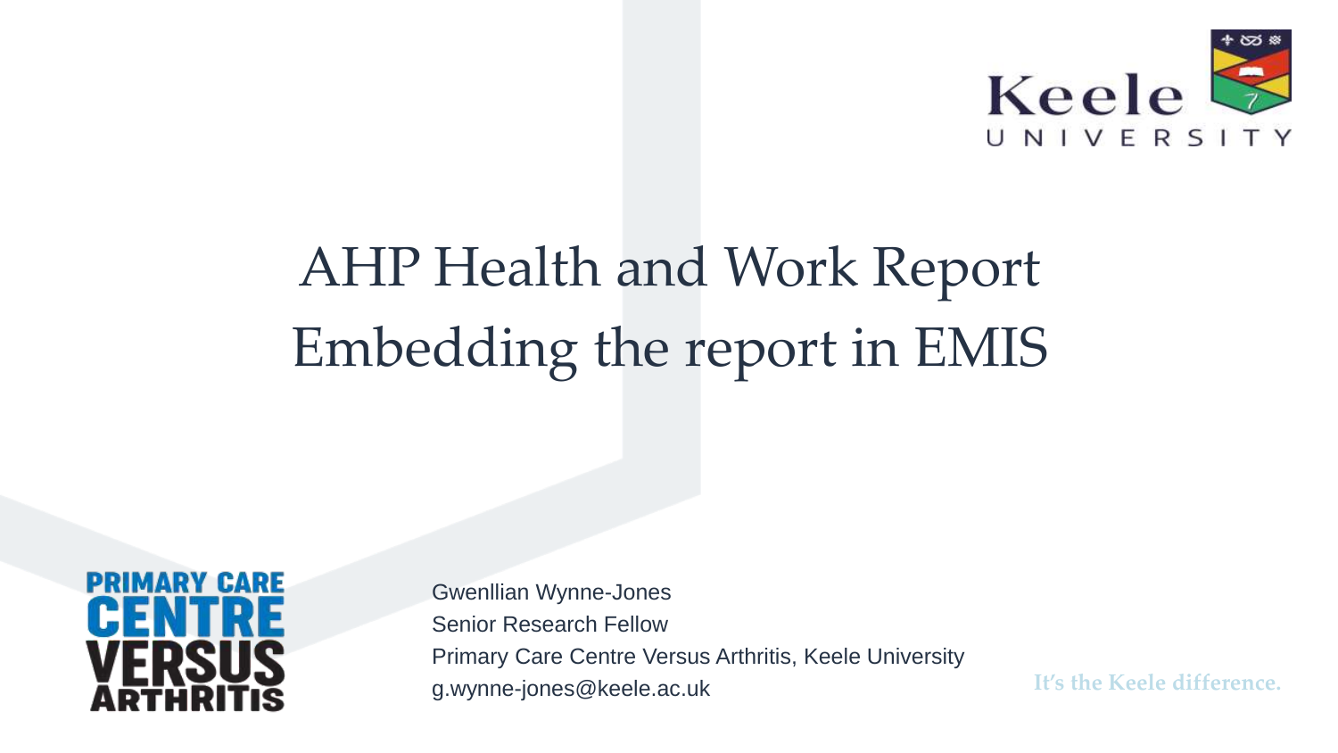# AHP Health and Work Report
# Embedding the report in EMIS

Gwenllian Wynne-Jones
Senior Research Fellow
Primary Care Centre Versus Arthritis, Keele University
g.wynne-jones@keele.ac.uk

It's the Keele difference.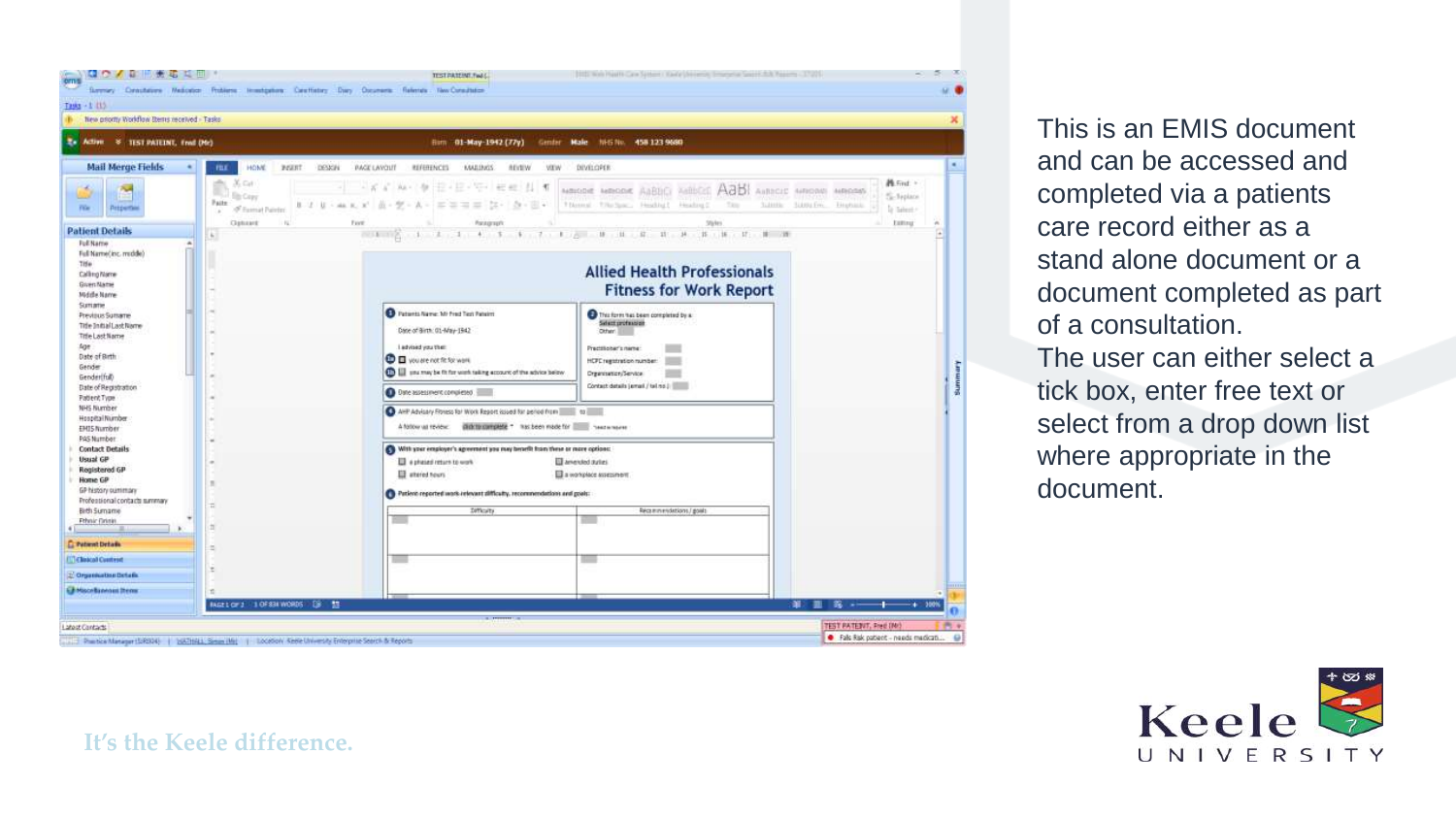This is an EMIS document and can be accessed and completed via a patients care record either as a stand alone document or a document completed as part of a consultation.

The user can either select a tick box, enter free text or select from a drop down list where appropriate in the document.

It's the Keele difference.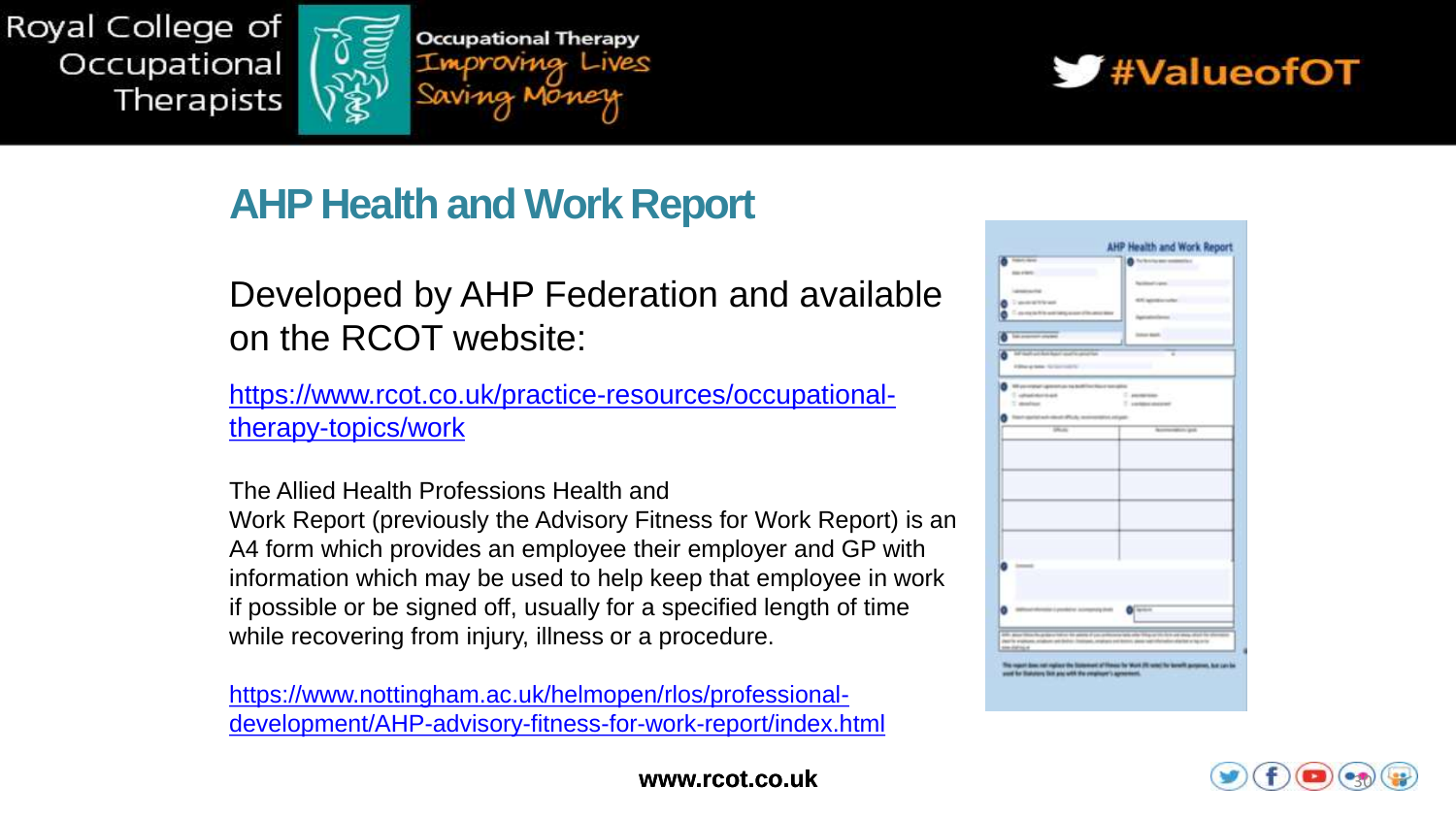## AHP Health and Work Report

Developed by AHP Federation and available on the RCOT website:

https://www.rcot.co.uk/practice-resources/occupational-therapy-topics/work

The Allied Health Professions Health and Work Report (previously the Advisory Fitness for Work Report) is an A4 form which provides an employee their employer and GP with information which may be used to help keep that employee in work if possible or be signed off, usually for a specified length of time while recovering from injury, illness or a procedure.

https://www.nottingham.ac.uk/helmopen/rlos/professional-development/AHP-advisory-fitness-for-work-report/index.html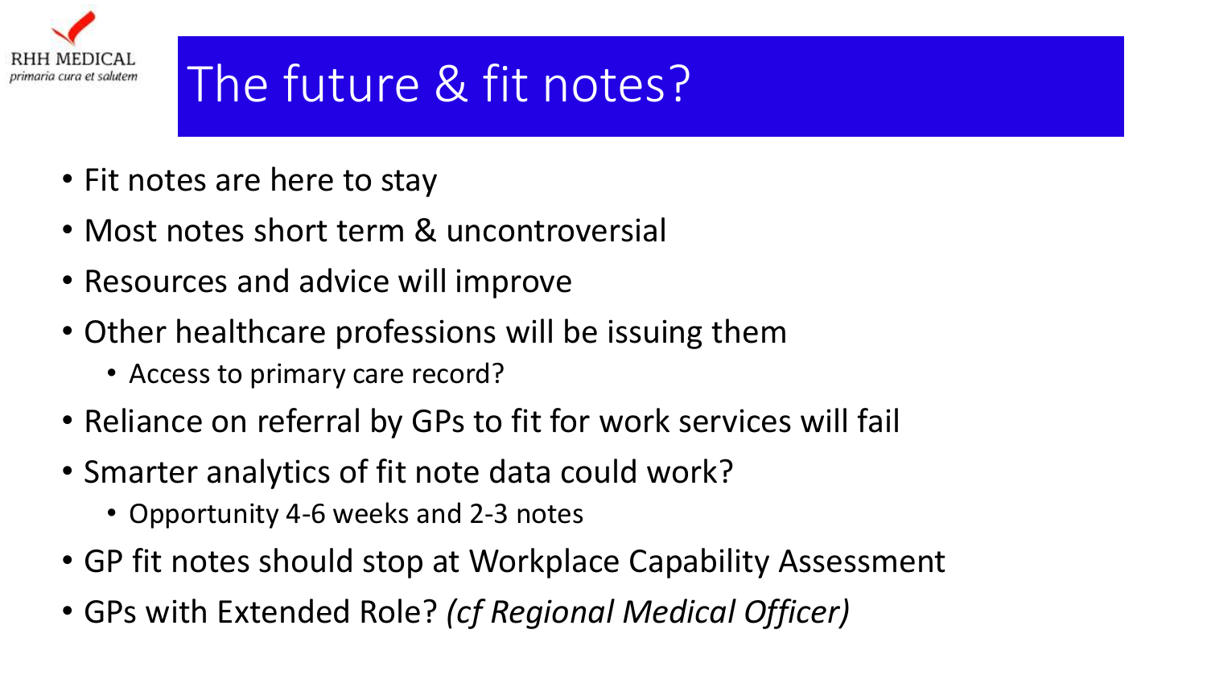# The future & fit notes?

- Fit notes are here to stay
- Most notes short term & uncontroversial
- Resources and advice will improve
- Other healthcare professions will be issuing them
  - Access to primary care record?
- Reliance on referral by GPs to fit for work services will fail
- Smarter analytics of fit note data could work?
  - Opportunity 4-6 weeks and 2-3 notes
- GP fit notes should stop at Workplace Capability Assessment
- GPs with Extended Role? *(cf Regional Medical Officer)*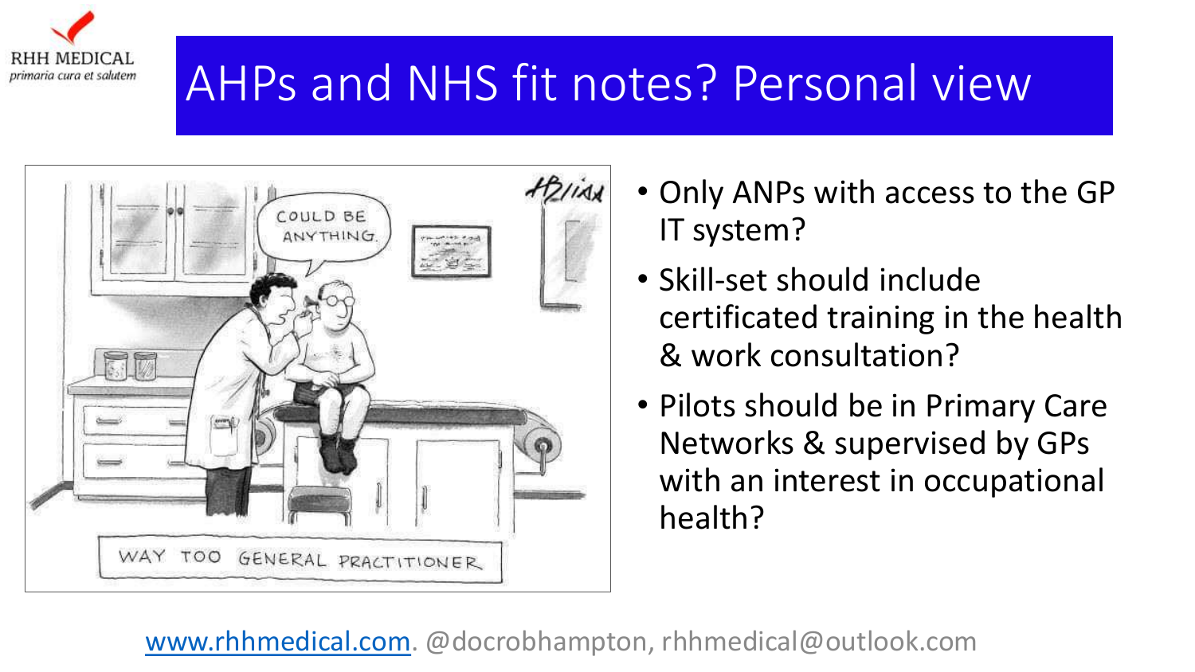# AHPs and NHS fit notes? Personal view

- Only ANPs with access to the GP IT system?
- Skill-set should include certificated training in the health & work consultation?
- Pilots should be in Primary Care Networks & supervised by GPs with an interest in occupational health?

www.rhhmedical.com. @docrobhampton, rhhmedical@outlook.com